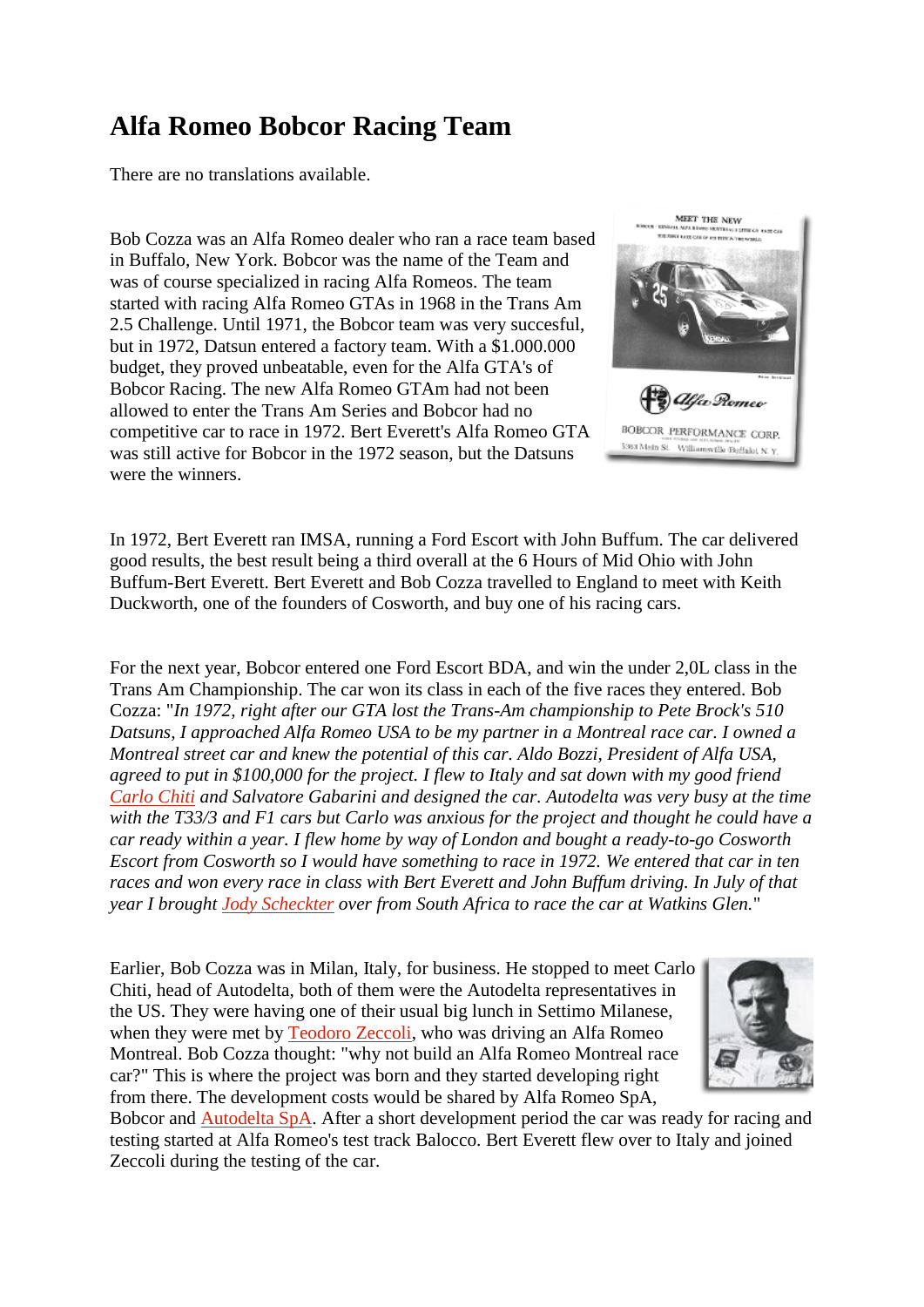# Alfa Romeo Bobcor Racing Team

There are no translations available.

Bob Cozza was an Alfa Romeo dealer who ran a race team based in Buffalo, New York. Bobcor was the name of the Team and was of course specialized in racing Alfa Romeos. The team started with racing Alfa Romeo GTAs in 1968 in the Trans Am 2.5 Challenge. Until 1971, the Bobcor team was very succesful, but in 1972, Datsun entered a factory team. With a $1.000.000 budget, they proved unbeatable, even for the Alfa GTA's of Bobcor Racing. The new Alfa Romeo GTAm had not been allowed to enter the Trans Am Series and Bobcor had no competitive car to race in 1972. Bert Everett's Alfa Romeo GTA was still active for Bobcor in the 1972 season, but the Datsuns were the winners.

In 1972, Bert Everett ran IMSA, running a Ford Escort with John Buffum. The car delivered good results, the best result being a third overall at the 6 Hours of Mid Ohio with John Buffum-Bert Everett. Bert Everett and Bob Cozza travelled to England to meet with Keith Duckworth, one of the founders of Cosworth, and buy one of his racing cars.

For the next year, Bobcor entered one Ford Escort BDA, and win the under 2,0L class in the Trans Am Championship. The car won its class in each of the five races they entered. Bob Cozza: "*In 1972, right after our GTA lost the Trans-Am championship to Pete Brock's 510 Datsuns, I approached Alfa Romeo USA to be my partner in a Montreal race car. I owned a Montreal street car and knew the potential of this car. Aldo Bozzi, President of Alfa USA, agreed to put in $100,000 for the project. I flew to Italy and sat down with my good friend Carlo Chiti and Salvatore Gabarini and designed the car. Autodelta was very busy at the time with the T33/3 and F1 cars but Carlo was anxious for the project and thought he could have a car ready within a year. I flew home by way of London and bought a ready-to-go Cosworth Escort from Cosworth so I would have something to race in 1972. We entered that car in ten races and won every race in class with Bert Everett and John Buffum driving. In July of that year I brought Jody Scheckter over from South Africa to race the car at Watkins Glen.*"

Earlier, Bob Cozza was in Milan, Italy, for business. He stopped to meet Carlo Chiti, head of Autodelta, both of them were the Autodelta representatives in the US. They were having one of their usual big lunch in Settimo Milanese, when they were met by Teodoro Zeccoli, who was driving an Alfa Romeo Montreal. Bob Cozza thought: "why not build an Alfa Romeo Montreal race car?" This is where the project was born and they started developing right from there. The development costs would be shared by Alfa Romeo SpA, Bobcor and Autodelta SpA. After a short development period the car was ready for racing and testing started at Alfa Romeo's test track Balocco. Bert Everett flew over to Italy and joined Zeccoli during the testing of the car.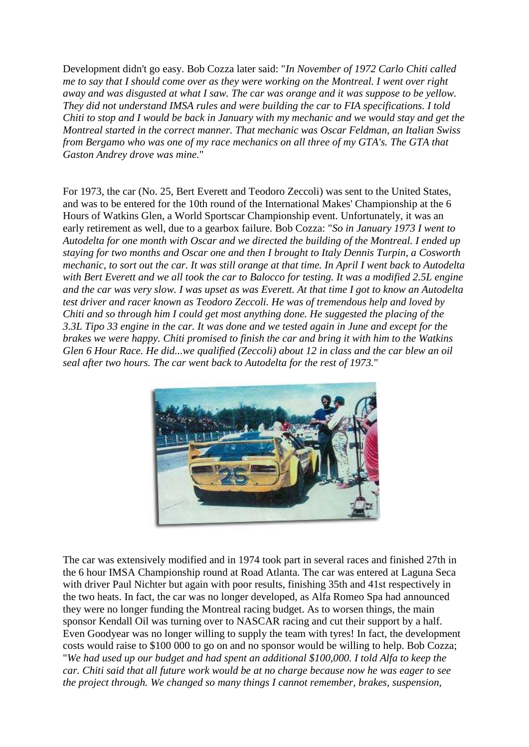Development didn't go easy. Bob Cozza later said: "*In November of 1972 Carlo Chiti called me to say that I should come over as they were working on the Montreal. I went over right away and was disgusted at what I saw. The car was orange and it was suppose to be yellow. They did not understand IMSA rules and were building the car to FIA specifications. I told Chiti to stop and I would be back in January with my mechanic and we would stay and get the Montreal started in the correct manner. That mechanic was Oscar Feldman, an Italian Swiss from Bergamo who was one of my race mechanics on all three of my GTA's. The GTA that Gaston Andrey drove was mine.*"

For 1973, the car (No. 25, Bert Everett and Teodoro Zeccoli) was sent to the United States, and was to be entered for the 10th round of the International Makes' Championship at the 6 Hours of Watkins Glen, a World Sportscar Championship event. Unfortunately, it was an early retirement as well, due to a gearbox failure. Bob Cozza: "*So in January 1973 I went to Autodelta for one month with Oscar and we directed the building of the Montreal. I ended up staying for two months and Oscar one and then I brought to Italy Dennis Turpin, a Cosworth mechanic, to sort out the car. It was still orange at that time. In April I went back to Autodelta with Bert Everett and we all took the car to Balocco for testing. It was a modified 2.5L engine and the car was very slow. I was upset as was Everett. At that time I got to know an Autodelta test driver and racer known as Teodoro Zeccoli. He was of tremendous help and loved by Chiti and so through him I could get most anything done. He suggested the placing of the 3.3L Tipo 33 engine in the car. It was done and we tested again in June and except for the brakes we were happy. Chiti promised to finish the car and bring it with him to the Watkins Glen 6 Hour Race. He did...we qualified (Zeccoli) about 12 in class and the car blew an oil seal after two hours. The car went back to Autodelta for the rest of 1973.*"

The car was extensively modified and in 1974 took part in several races and finished 27th in the 6 hour IMSA Championship round at Road Atlanta. The car was entered at Laguna Seca with driver Paul Nichter but again with poor results, finishing 35th and 41st respectively in the two heats. In fact, the car was no longer developed, as Alfa Romeo Spa had announced they were no longer funding the Montreal racing budget. As to worsen things, the main sponsor Kendall Oil was turning over to NASCAR racing and cut their support by a half. Even Goodyear was no longer willing to supply the team with tyres! In fact, the development costs would raise to \$100 000 to go on and no sponsor would be willing to help. Bob Cozza; "*We had used up our budget and had spent an additional \$100,000. I told Alfa to keep the car. Chiti said that all future work would be at no charge because now he was eager to see the project through. We changed so many things I cannot remember, brakes, suspension,*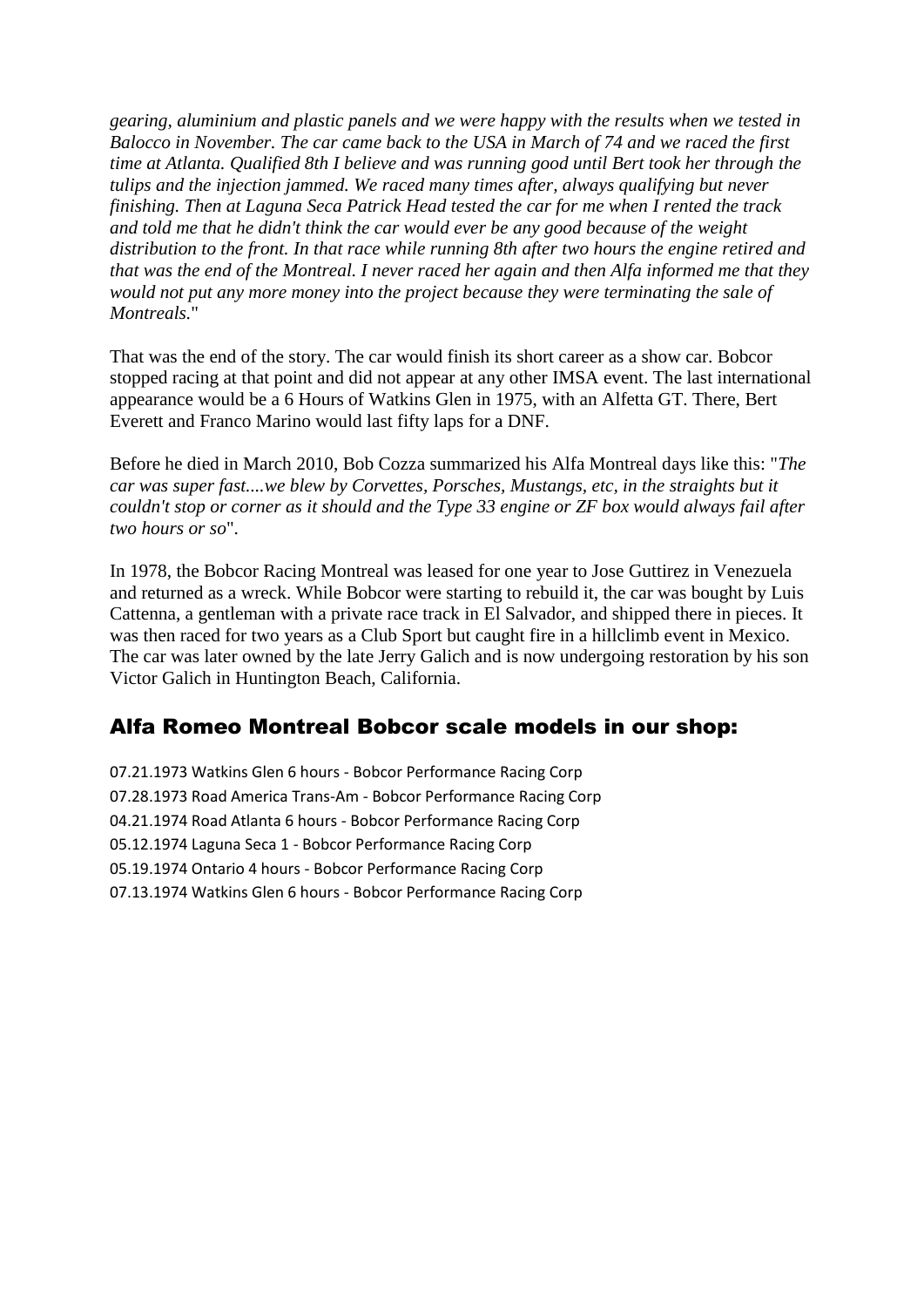*gearing, aluminium and plastic panels and we were happy with the results when we tested in Balocco in November. The car came back to the USA in March of 74 and we raced the first time at Atlanta. Qualified 8th I believe and was running good until Bert took her through the tulips and the injection jammed. We raced many times after, always qualifying but never finishing. Then at Laguna Seca Patrick Head tested the car for me when I rented the track and told me that he didn't think the car would ever be any good because of the weight distribution to the front. In that race while running 8th after two hours the engine retired and that was the end of the Montreal. I never raced her again and then Alfa informed me that they would not put any more money into the project because they were terminating the sale of Montreals.*"

That was the end of the story. The car would finish its short career as a show car. Bobcor stopped racing at that point and did not appear at any other IMSA event. The last international appearance would be a 6 Hours of Watkins Glen in 1975, with an Alfetta GT. There, Bert Everett and Franco Marino would last fifty laps for a DNF.

Before he died in March 2010, Bob Cozza summarized his Alfa Montreal days like this: "*The car was super fast....we blew by Corvettes, Porsches, Mustangs, etc, in the straights but it couldn't stop or corner as it should and the Type 33 engine or ZF box would always fail after two hours or so*".

In 1978, the Bobcor Racing Montreal was leased for one year to Jose Guttirez in Venezuela and returned as a wreck. While Bobcor were starting to rebuild it, the car was bought by Luis Cattenna, a gentleman with a private race track in El Salvador, and shipped there in pieces. It was then raced for two years as a Club Sport but caught fire in a hillclimb event in Mexico. The car was later owned by the late Jerry Galich and is now undergoing restoration by his son Victor Galich in Huntington Beach, California.

## Alfa Romeo Montreal Bobcor scale models in our shop:

07.21.1973 Watkins Glen 6 hours - Bobcor Performance Racing Corp
07.28.1973 Road America Trans-Am - Bobcor Performance Racing Corp
04.21.1974 Road Atlanta 6 hours - Bobcor Performance Racing Corp
05.12.1974 Laguna Seca 1 - Bobcor Performance Racing Corp
05.19.1974 Ontario 4 hours - Bobcor Performance Racing Corp
07.13.1974 Watkins Glen 6 hours - Bobcor Performance Racing Corp